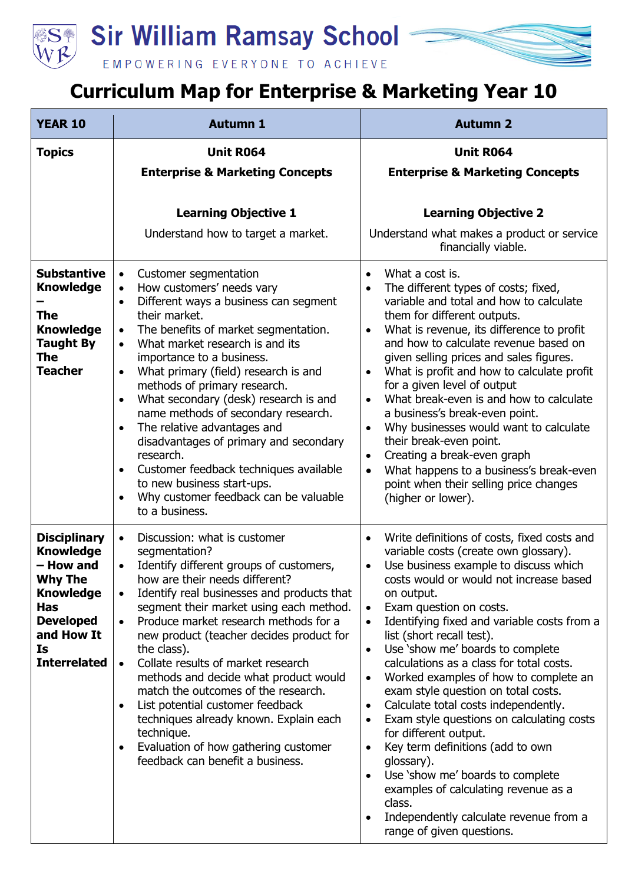# Sir William Ramsay School

EMPOWERING EVERYONE TO ACHIEVE

## Curriculum Map for Enterprise & Marketing Year 10

| YEAR 10 | Autumn 1 | Autumn 2 |
|---|---|---|
| **Topics** | **Unit R064**<br>**Enterprise & Marketing Concepts**<br><br>**Learning Objective 1**<br>Understand how to target a market. | **Unit R064**<br>**Enterprise & Marketing Concepts**<br><br>**Learning Objective 2**<br>Understand what makes a product or service financially viable. |
| **Substantive Knowledge – The Knowledge Taught By The Teacher** | • Customer segmentation<br>• How customers' needs vary<br>• Different ways a business can segment their market.<br>• The benefits of market segmentation.<br>• What market research is and its importance to a business.<br>• What primary (field) research is and methods of primary research.<br>• What secondary (desk) research is and name methods of secondary research.<br>• The relative advantages and disadvantages of primary and secondary research.<br>• Customer feedback techniques available to new business start-ups.<br>• Why customer feedback can be valuable to a business. | • What a cost is.<br>• The different types of costs; fixed, variable and total and how to calculate them for different outputs.<br>• What is revenue, its difference to profit and how to calculate revenue based on given selling prices and sales figures.<br>• What is profit and how to calculate profit for a given level of output<br>• What break-even is and how to calculate a business's break-even point.<br>• Why businesses would want to calculate their break-even point.<br>• Creating a break-even graph<br>• What happens to a business's break-even point when their selling price changes (higher or lower). |
| **Disciplinary Knowledge – How and Why The Knowledge Has Developed and How It Is Interrelated** | • Discussion: what is customer segmentation?<br>• Identify different groups of customers, how are their needs different?<br>• Identify real businesses and products that segment their market using each method.<br>• Produce market research methods for a new product (teacher decides product for the class).<br>• Collate results of market research methods and decide what product would match the outcomes of the research.<br>• List potential customer feedback techniques already known. Explain each technique.<br>• Evaluation of how gathering customer feedback can benefit a business. | • Write definitions of costs, fixed costs and variable costs (create own glossary).<br>• Use business example to discuss which costs would or would not increase based on output.<br>• Exam question on costs.<br>• Identifying fixed and variable costs from a list (short recall test).<br>• Use 'show me' boards to complete calculations as a class for total costs.<br>• Worked examples of how to complete an exam style question on total costs.<br>• Calculate total costs independently.<br>• Exam style questions on calculating costs for different output.<br>• Key term definitions (add to own glossary).<br>• Use 'show me' boards to complete examples of calculating revenue as a class.<br>• Independently calculate revenue from a range of given questions. |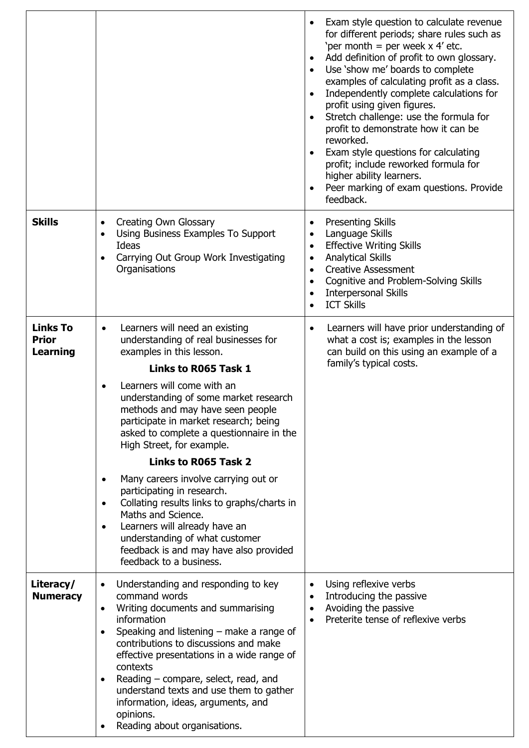| | | |
|---|---|---|
| | | <ul><li>Exam style question to calculate revenue for different periods; share rules such as 'per month = per week x 4' etc.</li><li>Add definition of profit to own glossary.</li><li>Use 'show me' boards to complete examples of calculating profit as a class.</li><li>Independently complete calculations for profit using given figures.</li><li>Stretch challenge: use the formula for profit to demonstrate how it can be reworked.</li><li>Exam style questions for calculating profit; include reworked formula for higher ability learners.</li><li>Peer marking of exam questions. Provide feedback.</li></ul> |
| **Skills** | <ul><li>Creating Own Glossary</li><li>Using Business Examples To Support Ideas</li><li>Carrying Out Group Work Investigating Organisations</li></ul> | <ul><li>Presenting Skills</li><li>Language Skills</li><li>Effective Writing Skills</li><li>Analytical Skills</li><li>Creative Assessment</li><li>Cognitive and Problem-Solving Skills</li><li>Interpersonal Skills</li><li>ICT Skills</li></ul> |
| **Links To Prior Learning** | <ul><li>Learners will need an existing understanding of real businesses for examples in this lesson.</li></ul> **Links to R065 Task 1** <ul><li>Learners will come with an understanding of some market research methods and may have seen people participate in market research; being asked to complete a questionnaire in the High Street, for example.</li></ul> **Links to R065 Task 2** <ul><li>Many careers involve carrying out or participating in research.</li><li>Collating results links to graphs/charts in Maths and Science.</li><li>Learners will already have an understanding of what customer feedback is and may have also provided feedback to a business.</li></ul> | <ul><li>Learners will have prior understanding of what a cost is; examples in the lesson can build on this using an example of a family's typical costs.</li></ul> |
| **Literacy/ Numeracy** | <ul><li>Understanding and responding to key command words</li><li>Writing documents and summarising information</li><li>Speaking and listening – make a range of contributions to discussions and make effective presentations in a wide range of contexts</li><li>Reading – compare, select, read, and understand texts and use them to gather information, ideas, arguments, and opinions.</li><li>Reading about organisations.</li></ul> | <ul><li>Using reflexive verbs</li><li>Introducing the passive</li><li>Avoiding the passive</li><li>Preterite tense of reflexive verbs</li></ul> |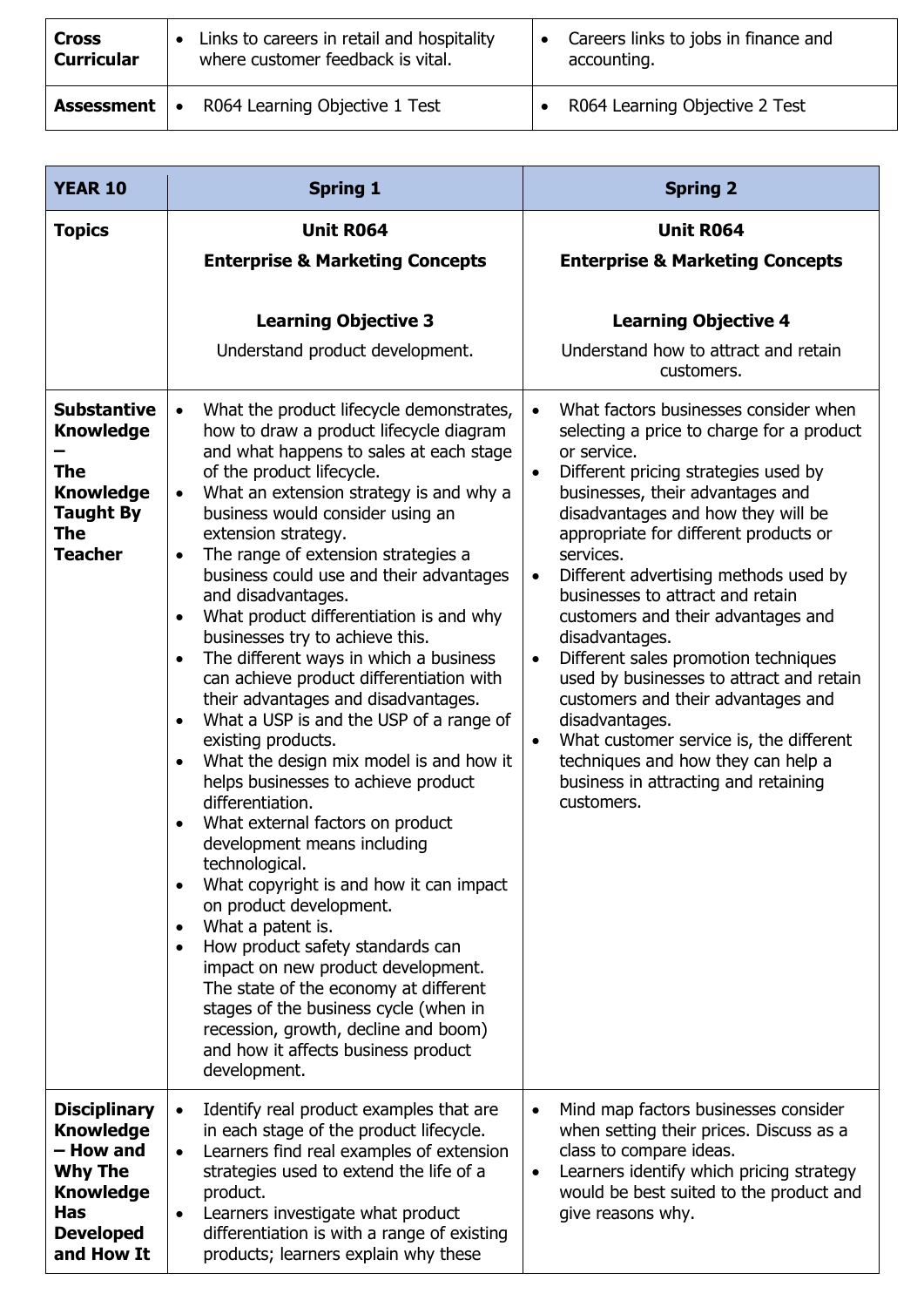| | | |
|---|---|---|
| **Cross Curricular** | • Links to careers in retail and hospitality where customer feedback is vital. | • Careers links to jobs in finance and accounting. |
| **Assessment** | • R064 Learning Objective 1 Test | • R064 Learning Objective 2 Test |

| **YEAR 10** | **Spring 1** | **Spring 2** |
|---|---|---|
| **Topics** | **Unit R064**<br>**Enterprise & Marketing Concepts**<br><br>**Learning Objective 3**<br>Understand product development. | **Unit R064**<br>**Enterprise & Marketing Concepts**<br><br>**Learning Objective 4**<br>Understand how to attract and retain customers. |
| **Substantive Knowledge – The Knowledge Taught By The Teacher** | • What the product lifecycle demonstrates, how to draw a product lifecycle diagram and what happens to sales at each stage of the product lifecycle.<br>• What an extension strategy is and why a business would consider using an extension strategy.<br>• The range of extension strategies a business could use and their advantages and disadvantages.<br>• What product differentiation is and why businesses try to achieve this.<br>• The different ways in which a business can achieve product differentiation with their advantages and disadvantages.<br>• What a USP is and the USP of a range of existing products.<br>• What the design mix model is and how it helps businesses to achieve product differentiation.<br>• What external factors on product development means including technological.<br>• What copyright is and how it can impact on product development.<br>• What a patent is.<br>• How product safety standards can impact on new product development. The state of the economy at different stages of the business cycle (when in recession, growth, decline and boom) and how it affects business product development. | • What factors businesses consider when selecting a price to charge for a product or service.<br>• Different pricing strategies used by businesses, their advantages and disadvantages and how they will be appropriate for different products or services.<br>• Different advertising methods used by businesses to attract and retain customers and their advantages and disadvantages.<br>• Different sales promotion techniques used by businesses to attract and retain customers and their advantages and disadvantages.<br>• What customer service is, the different techniques and how they can help a business in attracting and retaining customers. |
| **Disciplinary Knowledge – How and Why The Knowledge Has Developed and How It** | • Identify real product examples that are in each stage of the product lifecycle.<br>• Learners find real examples of extension strategies used to extend the life of a product.<br>• Learners investigate what product differentiation is with a range of existing products; learners explain why these | • Mind map factors businesses consider when setting their prices. Discuss as a class to compare ideas.<br>• Learners identify which pricing strategy would be best suited to the product and give reasons why. |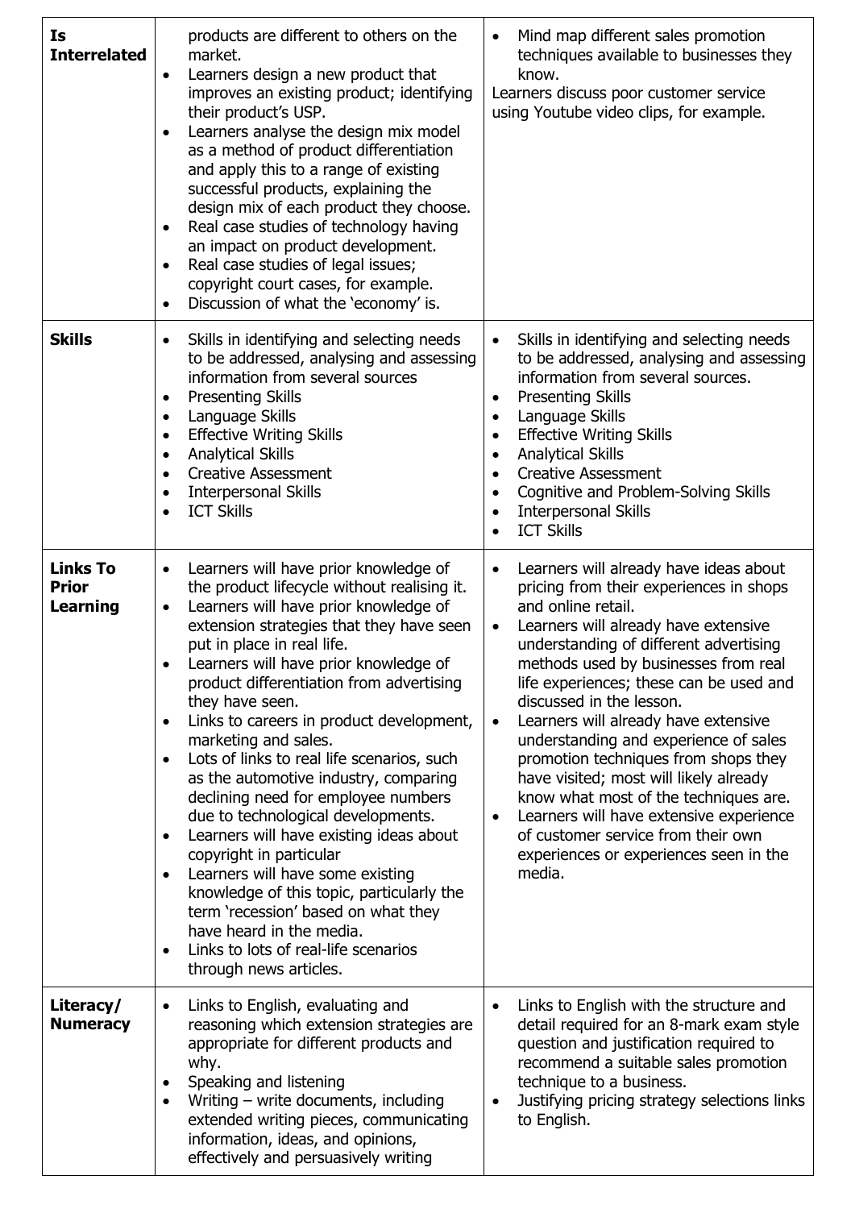| | | |
|---|---|---|
| **Is Interrelated** | products are different to others on the market.<br>• Learners design a new product that improves an existing product; identifying their product's USP.<br>• Learners analyse the design mix model as a method of product differentiation and apply this to a range of existing successful products, explaining the design mix of each product they choose.<br>• Real case studies of technology having an impact on product development.<br>• Real case studies of legal issues; copyright court cases, for example.<br>• Discussion of what the 'economy' is. | • Mind map different sales promotion techniques available to businesses they know.<br>Learners discuss poor customer service using Youtube video clips, for example. |
| **Skills** | • Skills in identifying and selecting needs to be addressed, analysing and assessing information from several sources<br>• Presenting Skills<br>• Language Skills<br>• Effective Writing Skills<br>• Analytical Skills<br>• Creative Assessment<br>• Interpersonal Skills<br>• ICT Skills | • Skills in identifying and selecting needs to be addressed, analysing and assessing information from several sources.<br>• Presenting Skills<br>• Language Skills<br>• Effective Writing Skills<br>• Analytical Skills<br>• Creative Assessment<br>• Cognitive and Problem-Solving Skills<br>• Interpersonal Skills<br>• ICT Skills |
| **Links To Prior Learning** | • Learners will have prior knowledge of the product lifecycle without realising it.<br>• Learners will have prior knowledge of extension strategies that they have seen put in place in real life.<br>• Learners will have prior knowledge of product differentiation from advertising they have seen.<br>• Links to careers in product development, marketing and sales.<br>• Lots of links to real life scenarios, such as the automotive industry, comparing declining need for employee numbers due to technological developments.<br>• Learners will have existing ideas about copyright in particular<br>• Learners will have some existing knowledge of this topic, particularly the term 'recession' based on what they have heard in the media.<br>• Links to lots of real-life scenarios through news articles. | • Learners will already have ideas about pricing from their experiences in shops and online retail.<br>• Learners will already have extensive understanding of different advertising methods used by businesses from real life experiences; these can be used and discussed in the lesson.<br>• Learners will already have extensive understanding and experience of sales promotion techniques from shops they have visited; most will likely already know what most of the techniques are.<br>• Learners will have extensive experience of customer service from their own experiences or experiences seen in the media. |
| **Literacy/ Numeracy** | • Links to English, evaluating and reasoning which extension strategies are appropriate for different products and why.<br>• Speaking and listening<br>• Writing – write documents, including extended writing pieces, communicating information, ideas, and opinions, effectively and persuasively writing | • Links to English with the structure and detail required for an 8-mark exam style question and justification required to recommend a suitable sales promotion technique to a business.<br>• Justifying pricing strategy selections links to English. |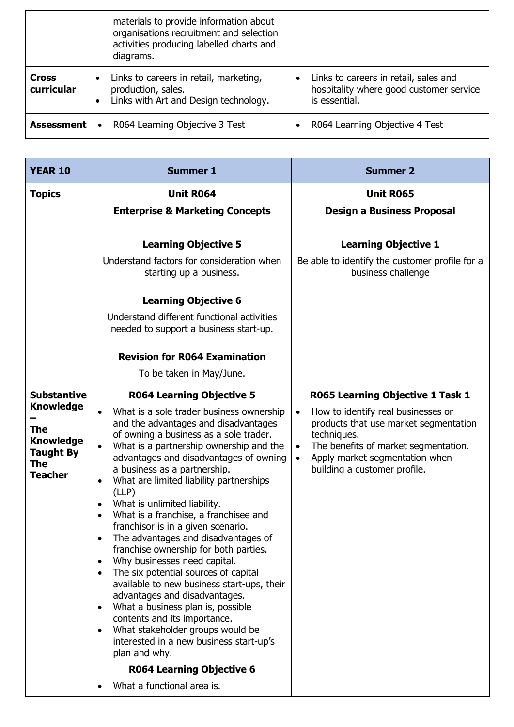| | | |
|---|---|---|
| | materials to provide information about organisations recruitment and selection activities producing labelled charts and diagrams. | |
| **Cross curricular** | • Links to careers in retail, marketing, production, sales.<br>• Links with Art and Design technology. | • Links to careers in retail, sales and hospitality where good customer service is essential. |
| **Assessment** | • R064 Learning Objective 3 Test | • R064 Learning Objective 4 Test |

| **YEAR 10** | **Summer 1** | **Summer 2** |
|---|---|---|
| **Topics** | **Unit R064**<br>**Enterprise & Marketing Concepts**<br><br>**Learning Objective 5**<br>Understand factors for consideration when starting up a business.<br><br>**Learning Objective 6**<br>Understand different functional activities needed to support a business start-up.<br><br>**Revision for R064 Examination**<br>To be taken in May/June. | **Unit R065**<br>**Design a Business Proposal**<br><br>**Learning Objective 1**<br>Be able to identify the customer profile for a business challenge |
| **Substantive Knowledge – The Knowledge Taught By The Teacher** | **R064 Learning Objective 5**<br>• What is a sole trader business ownership and the advantages and disadvantages of owning a business as a sole trader.<br>• What is a partnership ownership and the advantages and disadvantages of owning a business as a partnership.<br>• What are limited liability partnerships (LLP)<br>• What is unlimited liability.<br>• What is a franchise, a franchisee and franchisor is in a given scenario.<br>• The advantages and disadvantages of franchise ownership for both parties.<br>• Why businesses need capital.<br>• The six potential sources of capital available to new business start-ups, their advantages and disadvantages.<br>• What a business plan is, possible contents and its importance.<br>• What stakeholder groups would be interested in a new business start-up's plan and why.<br><br>**R064 Learning Objective 6**<br>• What a functional area is. | **R065 Learning Objective 1 Task 1**<br>• How to identify real businesses or products that use market segmentation techniques.<br>• The benefits of market segmentation.<br>• Apply market segmentation when building a customer profile. |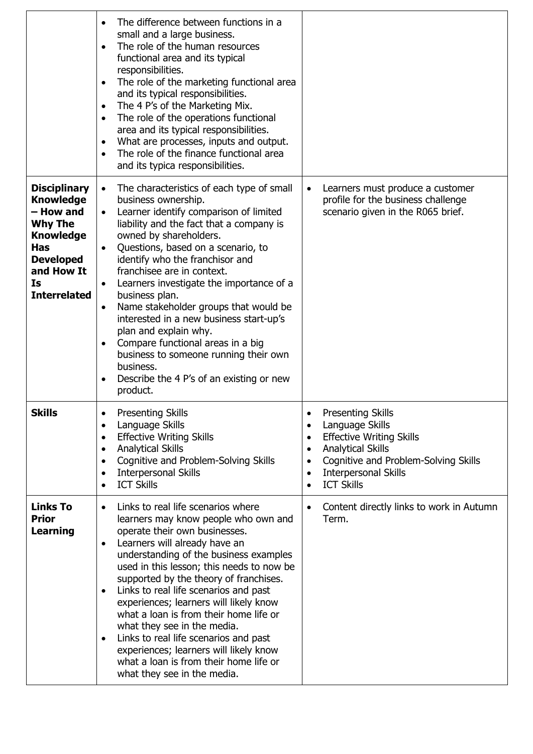| | | |
|---|---|---|
| | • The difference between functions in a small and a large business.<br>• The role of the human resources functional area and its typical responsibilities.<br>• The role of the marketing functional area and its typical responsibilities.<br>• The 4 P's of the Marketing Mix.<br>• The role of the operations functional area and its typical responsibilities.<br>• What are processes, inputs and output.<br>• The role of the finance functional area and its typica responsibilities. | |
| **Disciplinary Knowledge – How and Why The Knowledge Has Developed and How It Is Interrelated** | • The characteristics of each type of small business ownership.<br>• Learner identify comparison of limited liability and the fact that a company is owned by shareholders.<br>• Questions, based on a scenario, to identify who the franchisor and franchisee are in context.<br>• Learners investigate the importance of a business plan.<br>• Name stakeholder groups that would be interested in a new business start-up's plan and explain why.<br>• Compare functional areas in a big business to someone running their own business.<br>• Describe the 4 P's of an existing or new product. | • Learners must produce a customer profile for the business challenge scenario given in the R065 brief. |
| **Skills** | • Presenting Skills<br>• Language Skills<br>• Effective Writing Skills<br>• Analytical Skills<br>• Cognitive and Problem-Solving Skills<br>• Interpersonal Skills<br>• ICT Skills | • Presenting Skills<br>• Language Skills<br>• Effective Writing Skills<br>• Analytical Skills<br>• Cognitive and Problem-Solving Skills<br>• Interpersonal Skills<br>• ICT Skills |
| **Links To Prior Learning** | • Links to real life scenarios where learners may know people who own and operate their own businesses.<br>• Learners will already have an understanding of the business examples used in this lesson; this needs to now be supported by the theory of franchises.<br>• Links to real life scenarios and past experiences; learners will likely know what a loan is from their home life or what they see in the media.<br>• Links to real life scenarios and past experiences; learners will likely know what a loan is from their home life or what they see in the media. | • Content directly links to work in Autumn Term. |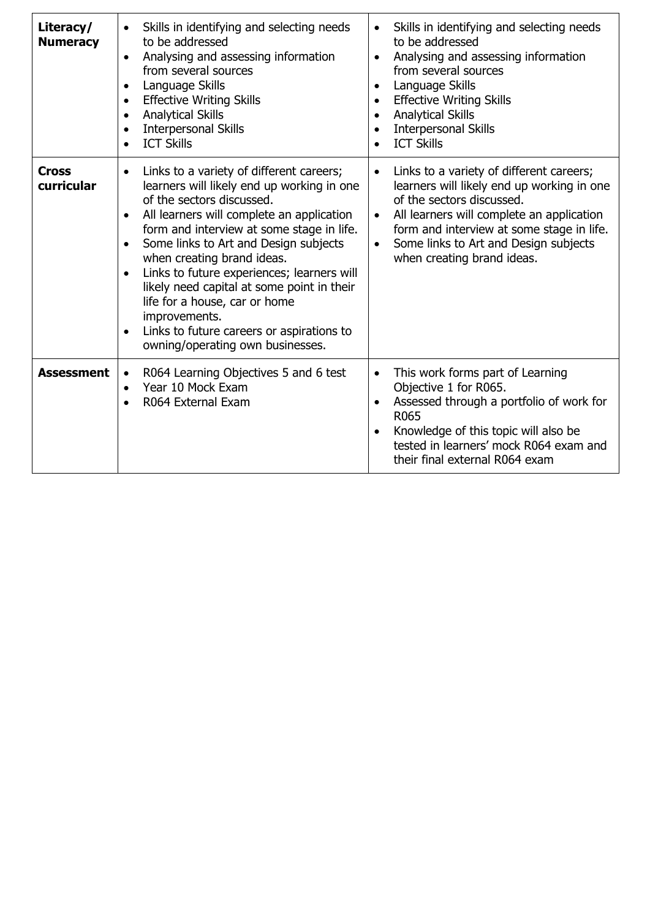| | | |
|---|---|---|
| **Literacy/ Numeracy** | • Skills in identifying and selecting needs to be addressed<br>• Analysing and assessing information from several sources<br>• Language Skills<br>• Effective Writing Skills<br>• Analytical Skills<br>• Interpersonal Skills<br>• ICT Skills | • Skills in identifying and selecting needs to be addressed<br>• Analysing and assessing information from several sources<br>• Language Skills<br>• Effective Writing Skills<br>• Analytical Skills<br>• Interpersonal Skills<br>• ICT Skills |
| **Cross curricular** | • Links to a variety of different careers; learners will likely end up working in one of the sectors discussed.<br>• All learners will complete an application form and interview at some stage in life.<br>• Some links to Art and Design subjects when creating brand ideas.<br>• Links to future experiences; learners will likely need capital at some point in their life for a house, car or home improvements.<br>• Links to future careers or aspirations to owning/operating own businesses. | • Links to a variety of different careers; learners will likely end up working in one of the sectors discussed.<br>• All learners will complete an application form and interview at some stage in life.<br>• Some links to Art and Design subjects when creating brand ideas. |
| **Assessment** | • R064 Learning Objectives 5 and 6 test<br>• Year 10 Mock Exam<br>• R064 External Exam | • This work forms part of Learning Objective 1 for R065.<br>• Assessed through a portfolio of work for R065<br>• Knowledge of this topic will also be tested in learners' mock R064 exam and their final external R064 exam |